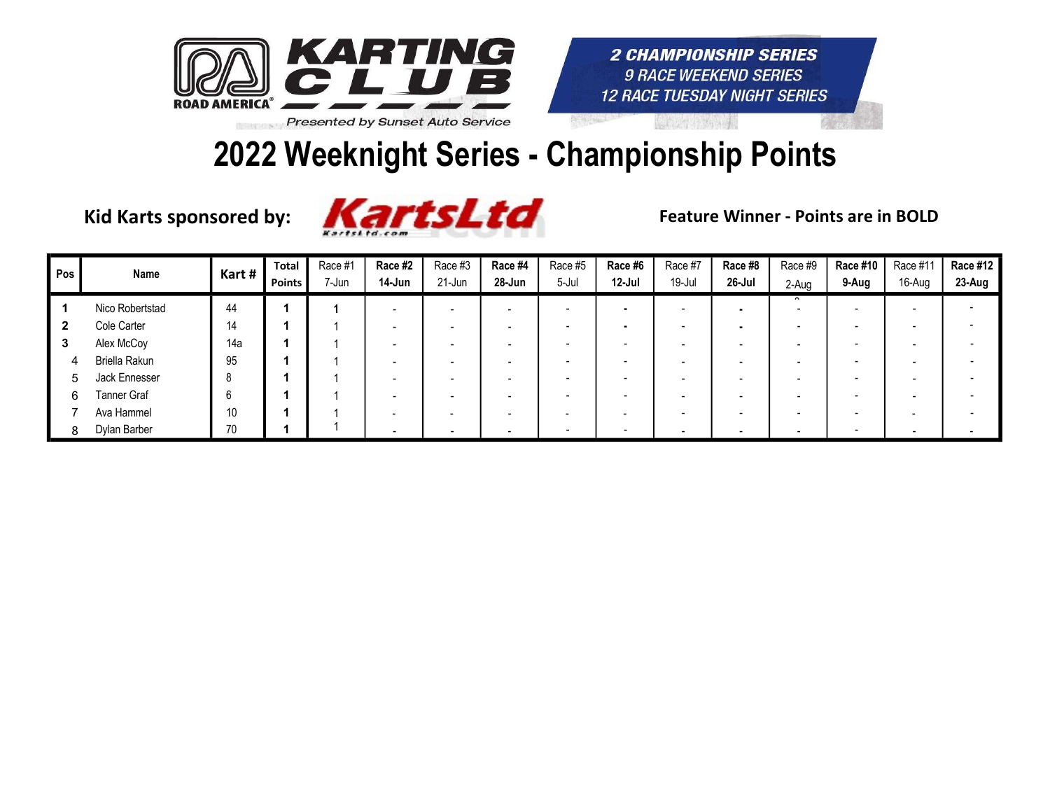KARTING CLUB
ROAD AMERICA
Presented by Sunset Auto Service

**2 CHAMPIONSHIP SERIES**
*9 RACE WEEKEND SERIES*
*12 RACE TUESDAY NIGHT SERIES*

# 2022 Weeknight Series - Championship Points

**Kid Karts sponsored by:** KartsLtd

**Feature Winner - Points are in BOLD**

| Pos | Name | Kart # | Total Points | Race #1 7-Jun | **Race #2 14-Jun** | Race #3 21-Jun | **Race #4 28-Jun** | Race #5 5-Jul | **Race #6 12-Jul** | Race #7 19-Jul | **Race #8 26-Jul** | Race #9 2-Aug | **Race #10 9-Aug** | Race #11 16-Aug | **Race #12 23-Aug** |
|---|---|---|---|---|---|---|---|---|---|---|---|---|---|---|---|
| **1** | Nico Robertstad | 44 | **1** | **1** | - | - | - | - | - | - | - | - | - | - | - |
| **2** | Cole Carter | 14 | **1** | 1 | - | - | - | - | - | - | - | - | - | - | - |
| **3** | Alex McCoy | 14a | **1** | 1 | - | - | - | - | - | - | - | - | - | - | - |
| 4 | Briella Rakun | 95 | **1** | 1 | - | - | - | - | - | - | - | - | - | - | - |
| 5 | Jack Ennesser | 8 | **1** | 1 | - | - | - | - | - | - | - | - | - | - | - |
| 6 | Tanner Graf | 6 | **1** | 1 | - | - | - | - | - | - | - | - | - | - | - |
| 7 | Ava Hammel | 10 | **1** | 1 | - | - | - | - | - | - | - | - | - | - | - |
| 8 | Dylan Barber | 70 | **1** | 1 | - | - | - | - | - | - | - | - | - | - | - |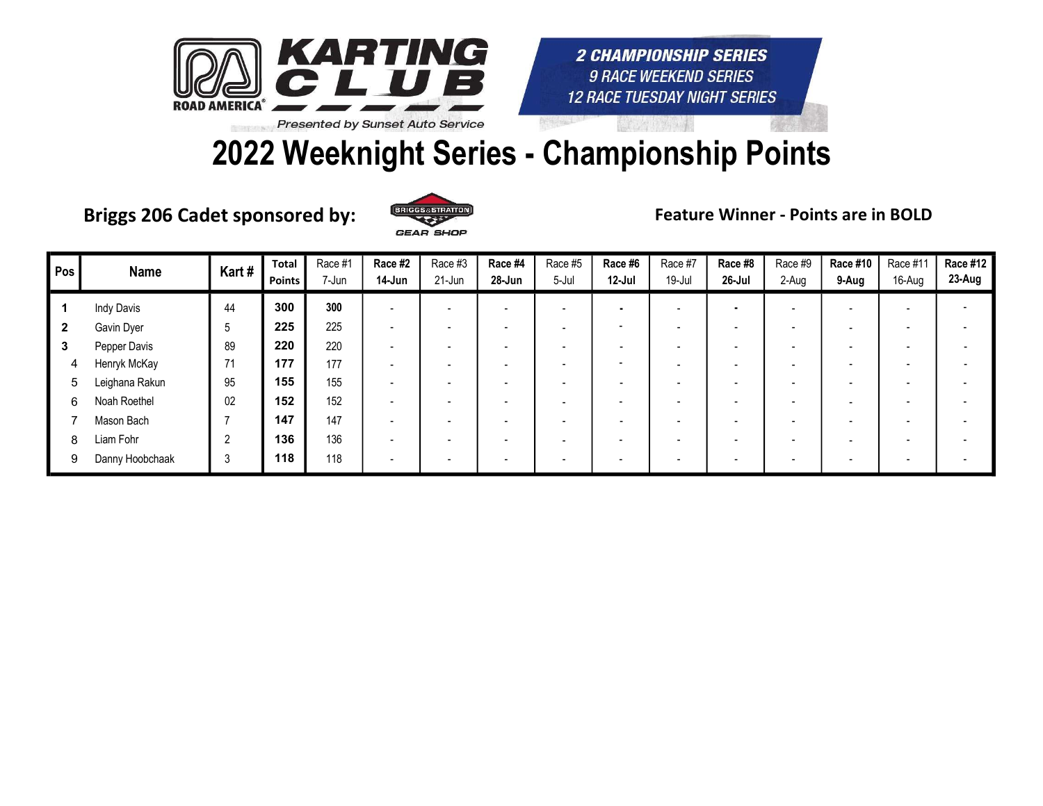KARTING CLUB ROAD AMERICA

*Presented by Sunset Auto Service*

**2 CHAMPIONSHIP SERIES**
*9 RACE WEEKEND SERIES*
*12 RACE TUESDAY NIGHT SERIES*

# 2022 Weeknight Series - Championship Points

**Briggs 206 Cadet sponsored by:** BRIGGS & STRATTON GEAR SHOP

**Feature Winner - Points are in BOLD**

| Pos | Name | Kart # | Total Points | Race #1 7-Jun | Race #2 14-Jun | Race #3 21-Jun | Race #4 28-Jun | Race #5 5-Jul | Race #6 12-Jul | Race #7 19-Jul | Race #8 26-Jul | Race #9 2-Aug | Race #10 9-Aug | Race #11 16-Aug | Race #12 23-Aug |
|---|---|---|---|---|---|---|---|---|---|---|---|---|---|---|---|
| **1** | Indy Davis | 44 | **300** | **300** | - | - | - | - | - | - | - | - | - | - | - |
| **2** | Gavin Dyer | 5 | **225** | 225 | - | - | - | - | - | - | - | - | - | - | - |
| **3** | Pepper Davis | 89 | **220** | 220 | - | - | - | - | - | - | - | - | - | - | - |
| 4 | Henryk McKay | 71 | **177** | 177 | - | - | - | - | - | - | - | - | - | - | - |
| 5 | Leighana Rakun | 95 | **155** | 155 | - | - | - | - | - | - | - | - | - | - | - |
| 6 | Noah Roethel | 02 | **152** | 152 | - | - | - | - | - | - | - | - | - | - | - |
| 7 | Mason Bach | 7 | **147** | 147 | - | - | - | - | - | - | - | - | - | - | - |
| 8 | Liam Fohr | 2 | **136** | 136 | - | - | - | - | - | - | - | - | - | - | - |
| 9 | Danny Hoobchaak | 3 | **118** | 118 | - | - | - | - | - | - | - | - | - | - | - |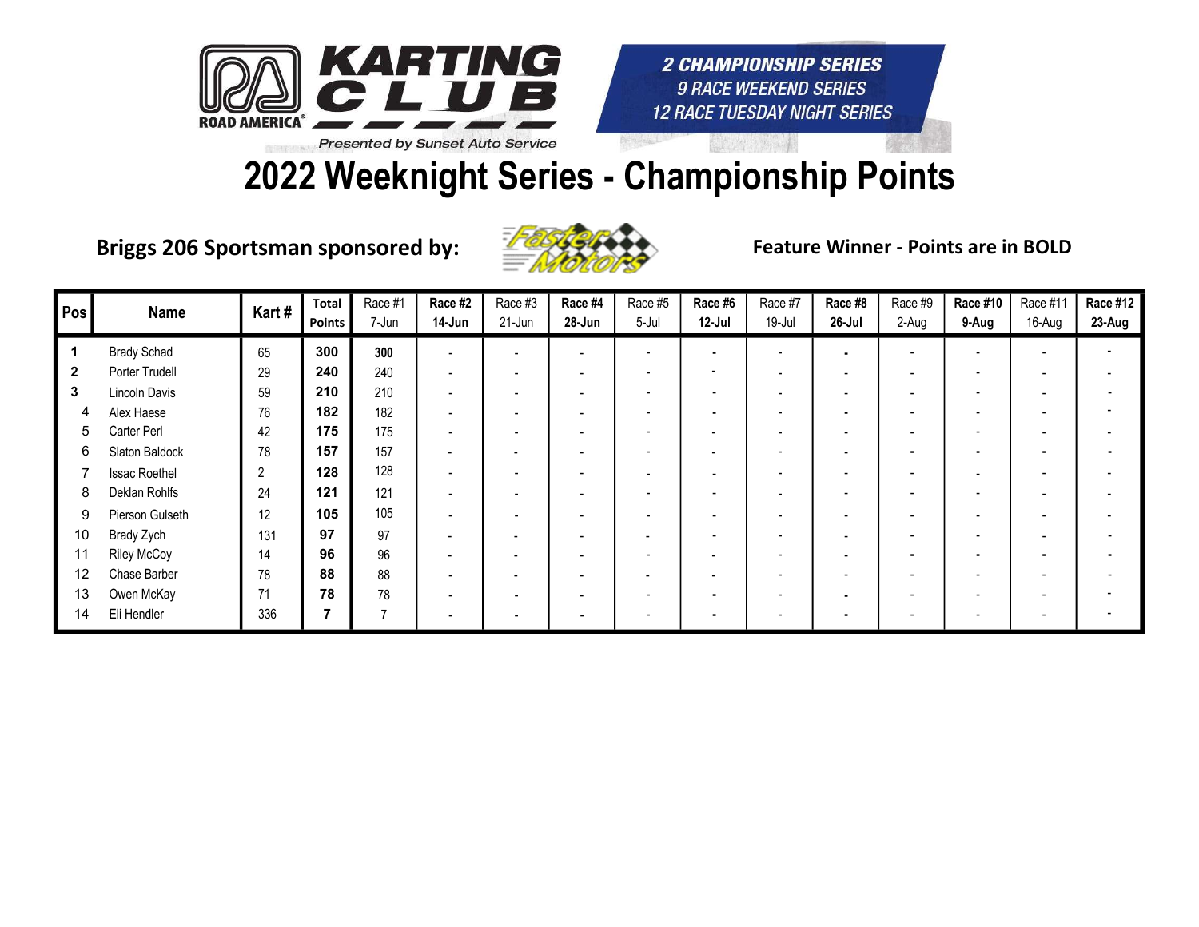KARTING CLUB ROAD AMERICA

Presented by Sunset Auto Service

**2 CHAMPIONSHIP SERIES**
*9 RACE WEEKEND SERIES*
*12 RACE TUESDAY NIGHT SERIES*

# 2022 Weeknight Series - Championship Points

**Briggs 206 Sportsman sponsored by:** Faster Motors

**Feature Winner - Points are in BOLD**

| Pos | Name | Kart # | Total Points | Race #1 7-Jun | Race #2 14-Jun | Race #3 21-Jun | Race #4 28-Jun | Race #5 5-Jul | Race #6 12-Jul | Race #7 19-Jul | Race #8 26-Jul | Race #9 2-Aug | Race #10 9-Aug | Race #11 16-Aug | Race #12 23-Aug |
|---|---|---|---|---|---|---|---|---|---|---|---|---|---|---|---|
| 1 | Brady Schad | 65 | 300 | **300** | - | - | - | - | - | - | - | - | - | - | - |
| 2 | Porter Trudell | 29 | 240 | 240 | - | - | - | - | - | - | - | - | - | - | - |
| 3 | Lincoln Davis | 59 | 210 | 210 | - | - | - | - | - | - | - | - | - | - | - |
| 4 | Alex Haese | 76 | 182 | 182 | - | - | - | - | - | - | - | - | - | - | - |
| 5 | Carter Perl | 42 | 175 | 175 | - | - | - | - | - | - | - | - | - | - | - |
| 6 | Slaton Baldock | 78 | 157 | 157 | - | - | - | - | - | - | - | - | - | - | - |
| 7 | Issac Roethel | 2 | 128 | 128 | - | - | - | - | - | - | - | - | - | - | - |
| 8 | Deklan Rohlfs | 24 | 121 | 121 | - | - | - | - | - | - | - | - | - | - | - |
| 9 | Pierson Gulseth | 12 | 105 | 105 | - | - | - | - | - | - | - | - | - | - | - |
| 10 | Brady Zych | 131 | 97 | 97 | - | - | - | - | - | - | - | - | - | - | - |
| 11 | Riley McCoy | 14 | 96 | 96 | - | - | - | - | - | - | - | - | - | - | - |
| 12 | Chase Barber | 78 | 88 | 88 | - | - | - | - | - | - | - | - | - | - | - |
| 13 | Owen McKay | 71 | 78 | 78 | - | - | - | - | - | - | - | - | - | - | - |
| 14 | Eli Hendler | 336 | 7 | 7 | - | - | - | - | - | - | - | - | - | - | - |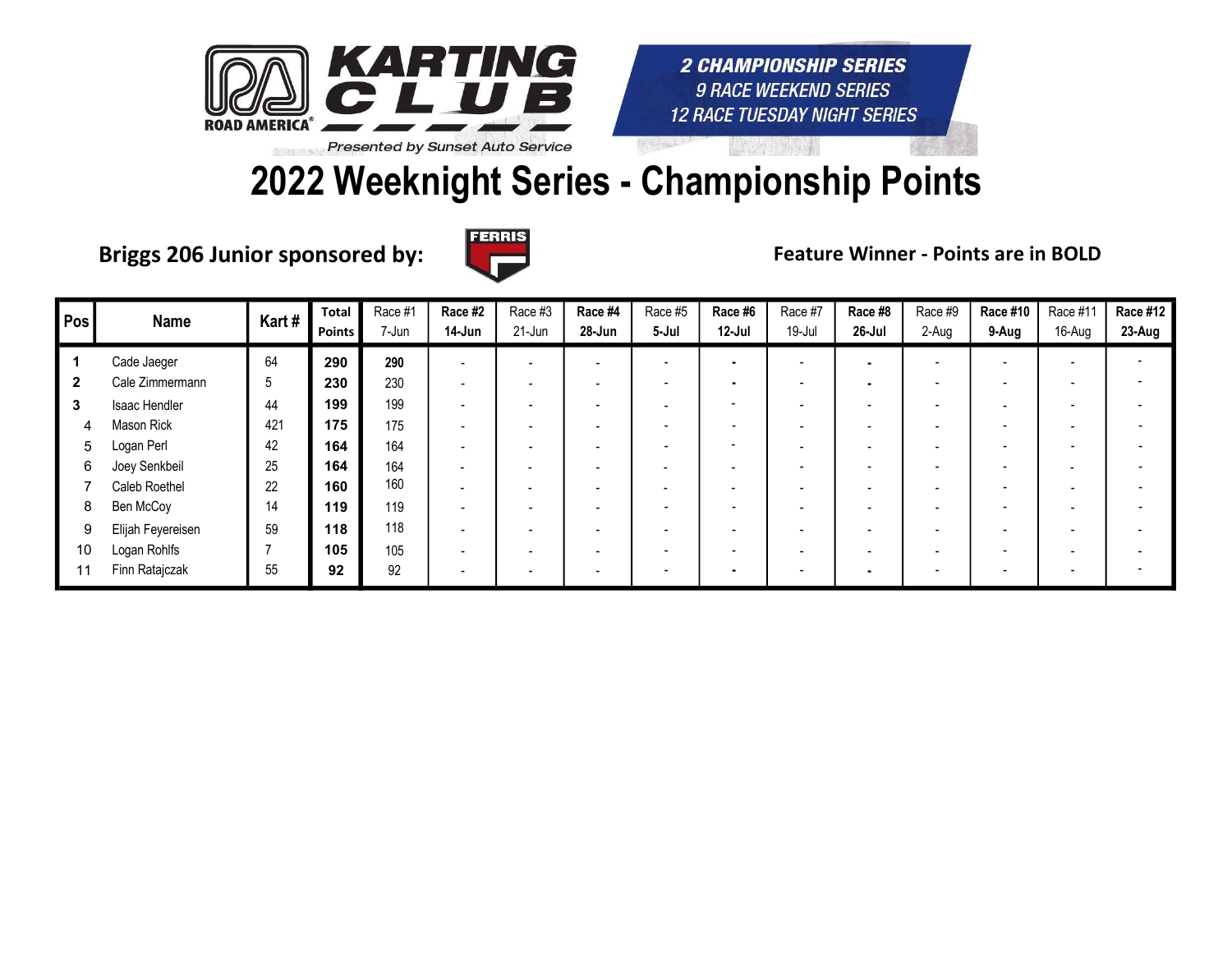KARTING CLUB ROAD AMERICA

Presented by Sunset Auto Service

2 CHAMPIONSHIP SERIES
9 RACE WEEKEND SERIES
12 RACE TUESDAY NIGHT SERIES

# 2022 Weeknight Series - Championship Points

**Briggs 206 Junior sponsored by:** FERRIS

**Feature Winner - Points are in BOLD**

| Pos | Name | Kart # | Total Points | Race #1 7-Jun | Race #2 14-Jun | Race #3 21-Jun | Race #4 28-Jun | Race #5 5-Jul | Race #6 12-Jul | Race #7 19-Jul | Race #8 26-Jul | Race #9 2-Aug | Race #10 9-Aug | Race #11 16-Aug | Race #12 23-Aug |
|---|---|---|---|---|---|---|---|---|---|---|---|---|---|---|---|
| 1 | Cade Jaeger | 64 | 290 | **290** | - | - | - | - | - | - | - | - | - | - | - |
| 2 | Cale Zimmermann | 5 | 230 | 230 | - | - | - | - | - | - | - | - | - | - | - |
| 3 | Isaac Hendler | 44 | 199 | 199 | - | - | - | - | - | - | - | - | - | - | - |
| 4 | Mason Rick | 421 | 175 | 175 | - | - | - | - | - | - | - | - | - | - | - |
| 5 | Logan Perl | 42 | 164 | 164 | - | - | - | - | - | - | - | - | - | - | - |
| 6 | Joey Senkbeil | 25 | 164 | 164 | - | - | - | - | - | - | - | - | - | - | - |
| 7 | Caleb Roethel | 22 | 160 | 160 | - | - | - | - | - | - | - | - | - | - | - |
| 8 | Ben McCoy | 14 | 119 | 119 | - | - | - | - | - | - | - | - | - | - | - |
| 9 | Elijah Feyereisen | 59 | 118 | 118 | - | - | - | - | - | - | - | - | - | - | - |
| 10 | Logan Rohlfs | 7 | 105 | 105 | - | - | - | - | - | - | - | - | - | - | - |
| 11 | Finn Ratajczak | 55 | 92 | 92 | - | - | - | - | - | - | - | - | - | - | - |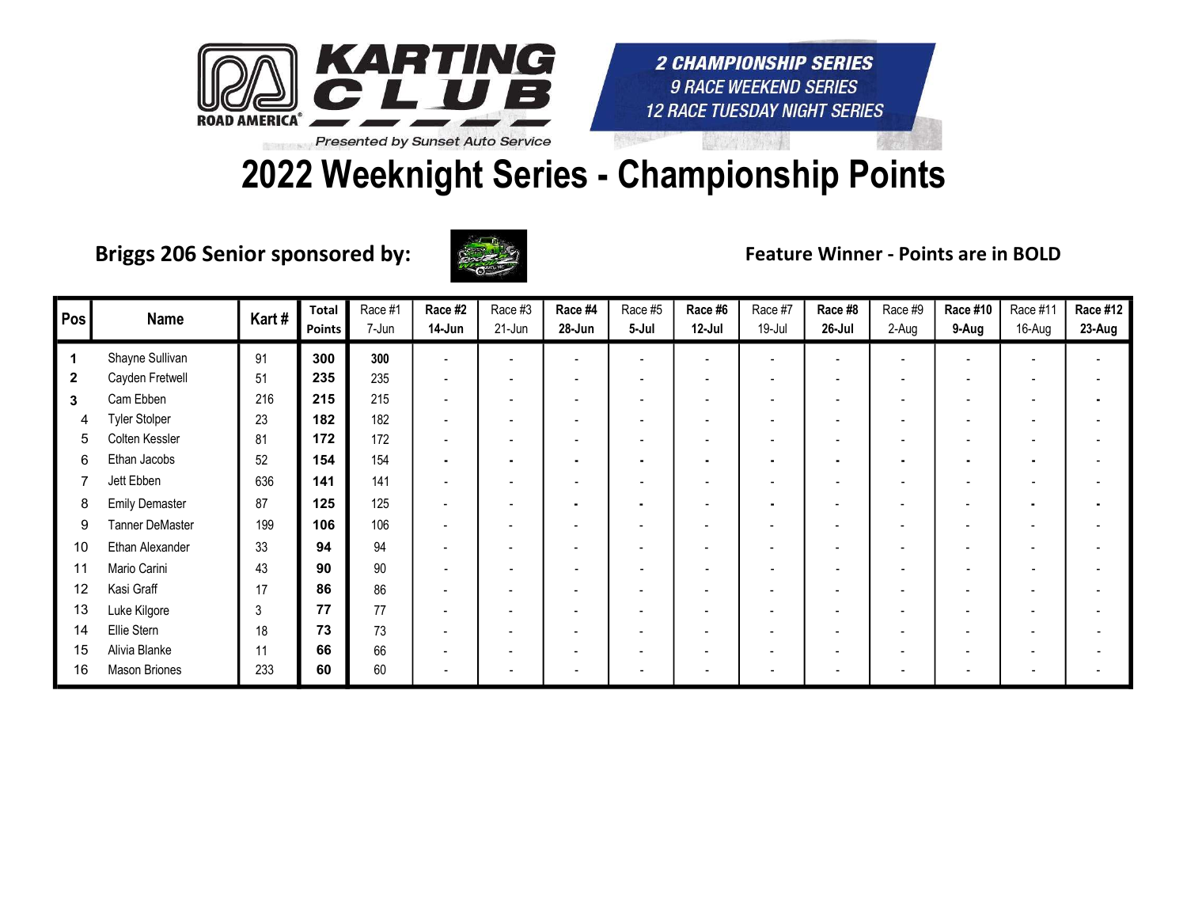KARTING CLUB ROAD AMERICA

*Presented by Sunset Auto Service*

**2 CHAMPIONSHIP SERIES**
*9 RACE WEEKEND SERIES*
*12 RACE TUESDAY NIGHT SERIES*

# 2022 Weeknight Series - Championship Points

**Briggs 206 Senior sponsored by:**

**Feature Winner - Points are in BOLD**

| Pos | Name | Kart # | Total Points | Race #1 7-Jun | Race #2 14-Jun | Race #3 21-Jun | Race #4 28-Jun | Race #5 5-Jul | Race #6 12-Jul | Race #7 19-Jul | Race #8 26-Jul | Race #9 2-Aug | Race #10 9-Aug | Race #11 16-Aug | Race #12 23-Aug |
|---|---|---|---|---|---|---|---|---|---|---|---|---|---|---|---|
| **1** | Shayne Sullivan | 91 | **300** | **300** | - | - | - | - | - | - | - | - | - | - | - |
| **2** | Cayden Fretwell | 51 | **235** | 235 | - | - | - | - | - | - | - | - | - | - | - |
| **3** | Cam Ebben | 216 | **215** | 215 | - | - | - | - | - | - | - | - | - | - | - |
| 4 | Tyler Stolper | 23 | **182** | 182 | - | - | - | - | - | - | - | - | - | - | - |
| 5 | Colten Kessler | 81 | **172** | 172 | - | - | - | - | - | - | - | - | - | - | - |
| 6 | Ethan Jacobs | 52 | **154** | 154 | - | - | - | - | - | - | - | - | - | - | - |
| 7 | Jett Ebben | 636 | **141** | 141 | - | - | - | - | - | - | - | - | - | - | - |
| 8 | Emily Demaster | 87 | **125** | 125 | - | - | - | - | - | - | - | - | - | - | - |
| 9 | Tanner DeMaster | 199 | **106** | 106 | - | - | - | - | - | - | - | - | - | - | - |
| 10 | Ethan Alexander | 33 | **94** | 94 | - | - | - | - | - | - | - | - | - | - | - |
| 11 | Mario Carini | 43 | **90** | 90 | - | - | - | - | - | - | - | - | - | - | - |
| 12 | Kasi Graff | 17 | **86** | 86 | - | - | - | - | - | - | - | - | - | - | - |
| 13 | Luke Kilgore | 3 | **77** | 77 | - | - | - | - | - | - | - | - | - | - | - |
| 14 | Ellie Stern | 18 | **73** | 73 | - | - | - | - | - | - | - | - | - | - | - |
| 15 | Alivia Blanke | 11 | **66** | 66 | - | - | - | - | - | - | - | - | - | - | - |
| 16 | Mason Briones | 233 | **60** | 60 | - | - | - | - | - | - | - | - | - | - | - |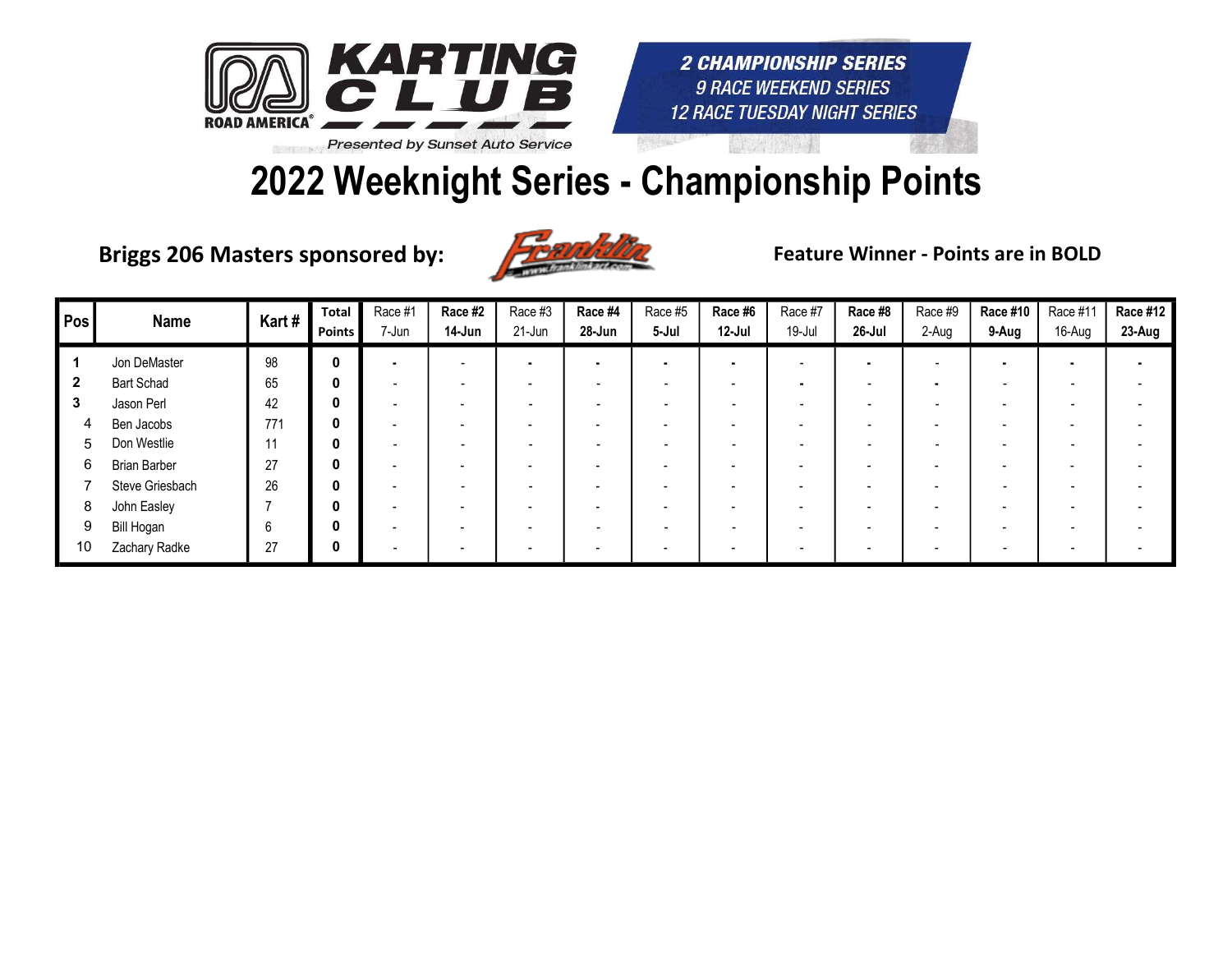KARTING CLUB ROAD AMERICA

Presented by Sunset Auto Service

2 CHAMPIONSHIP SERIES
9 RACE WEEKEND SERIES
12 RACE TUESDAY NIGHT SERIES

# 2022 Weeknight Series - Championship Points

**Briggs 206 Masters sponsored by:** Franklin

**Feature Winner - Points are in BOLD**

| Pos | Name | Kart # | Total Points | Race #1 7-Jun | **Race #2 14-Jun** | Race #3 21-Jun | **Race #4 28-Jun** | Race #5 5-Jul | **Race #6 12-Jul** | Race #7 19-Jul | **Race #8 26-Jul** | Race #9 2-Aug | **Race #10 9-Aug** | Race #11 16-Aug | **Race #12 23-Aug** |
|---|---|---|---|---|---|---|---|---|---|---|---|---|---|---|---|
| **1** | Jon DeMaster | 98 | **0** | - | - | - | - | - | - | - | - | - | - | - | - |
| **2** | Bart Schad | 65 | **0** | - | - | - | - | - | - | - | - | - | - | - | - |
| **3** | Jason Perl | 42 | **0** | - | - | - | - | - | - | - | - | - | - | - | - |
| 4 | Ben Jacobs | 771 | **0** | - | - | - | - | - | - | - | - | - | - | - | - |
| 5 | Don Westlie | 11 | **0** | - | - | - | - | - | - | - | - | - | - | - | - |
| 6 | Brian Barber | 27 | **0** | - | - | - | - | - | - | - | - | - | - | - | - |
| 7 | Steve Griesbach | 26 | **0** | - | - | - | - | - | - | - | - | - | - | - | - |
| 8 | John Easley | 7 | **0** | - | - | - | - | - | - | - | - | - | - | - | - |
| 9 | Bill Hogan | 6 | **0** | - | - | - | - | - | - | - | - | - | - | - | - |
| 10 | Zachary Radke | 27 | **0** | - | - | - | - | - | - | - | - | - | - | - | - |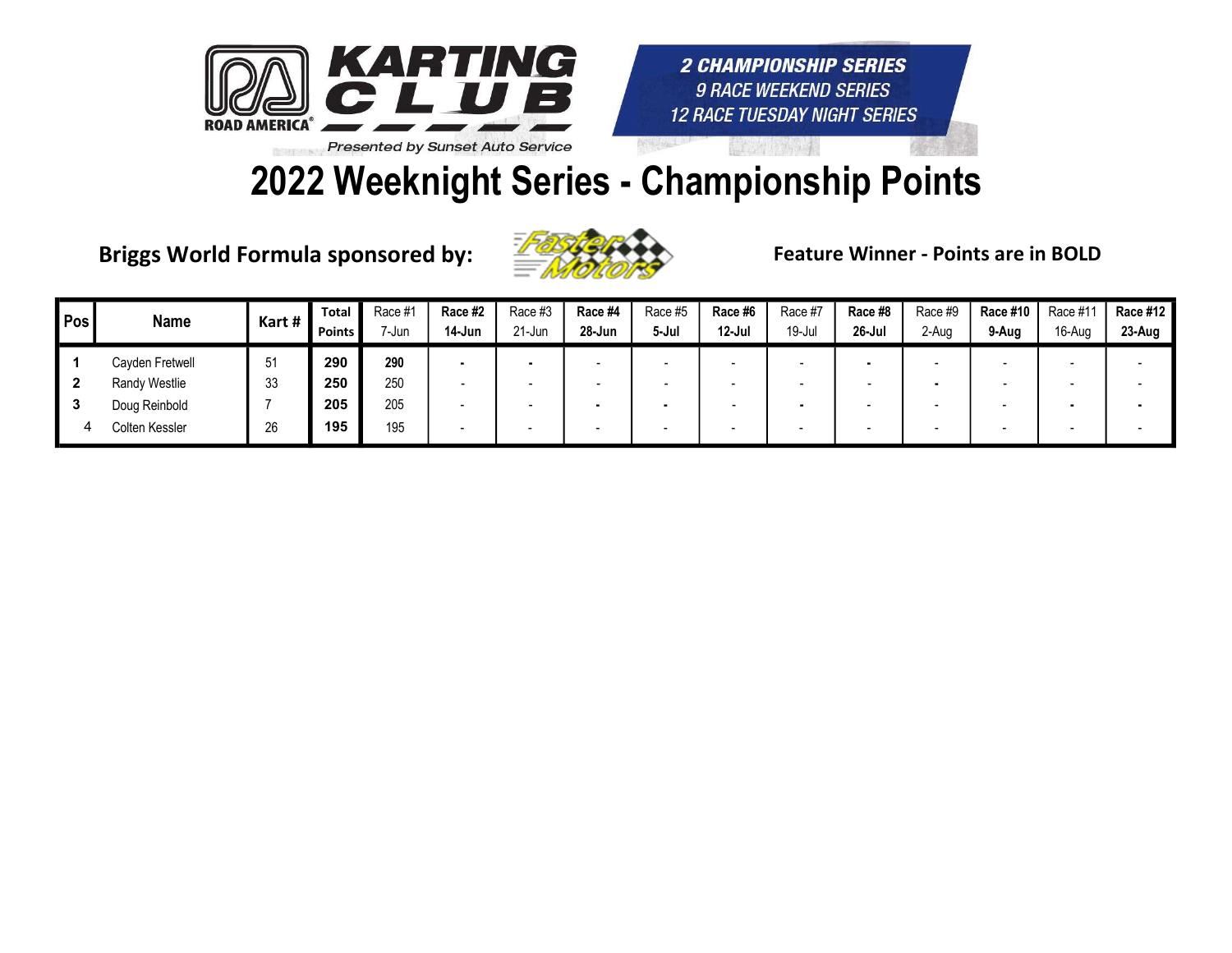ROAD AMERICA KARTING CLUB

Presented by Sunset Auto Service

**2 CHAMPIONSHIP SERIES**
*9 RACE WEEKEND SERIES*
*12 RACE TUESDAY NIGHT SERIES*

# 2022 Weeknight Series - Championship Points

**Briggs World Formula sponsored by:** Faster Motors

**Feature Winner - Points are in BOLD**

| Pos | Name | Kart # | Total Points | Race #1 7-Jun | Race #2 14-Jun | Race #3 21-Jun | Race #4 28-Jun | Race #5 5-Jul | Race #6 12-Jul | Race #7 19-Jul | Race #8 26-Jul | Race #9 2-Aug | Race #10 9-Aug | Race #11 16-Aug | Race #12 23-Aug |
|---|---|---|---|---|---|---|---|---|---|---|---|---|---|---|---|
| 1 | Cayden Fretwell | 51 | **290** | **290** | - | - | - | - | - | - | - | - | - | - | - |
| 2 | Randy Westlie | 33 | **250** | 250 | - | - | - | - | - | - | - | - | - | - | - |
| 3 | Doug Reinbold | 7 | **205** | 205 | - | - | - | - | - | - | - | - | - | - | - |
| 4 | Colten Kessler | 26 | **195** | 195 | - | - | - | - | - | - | - | - | - | - | - |